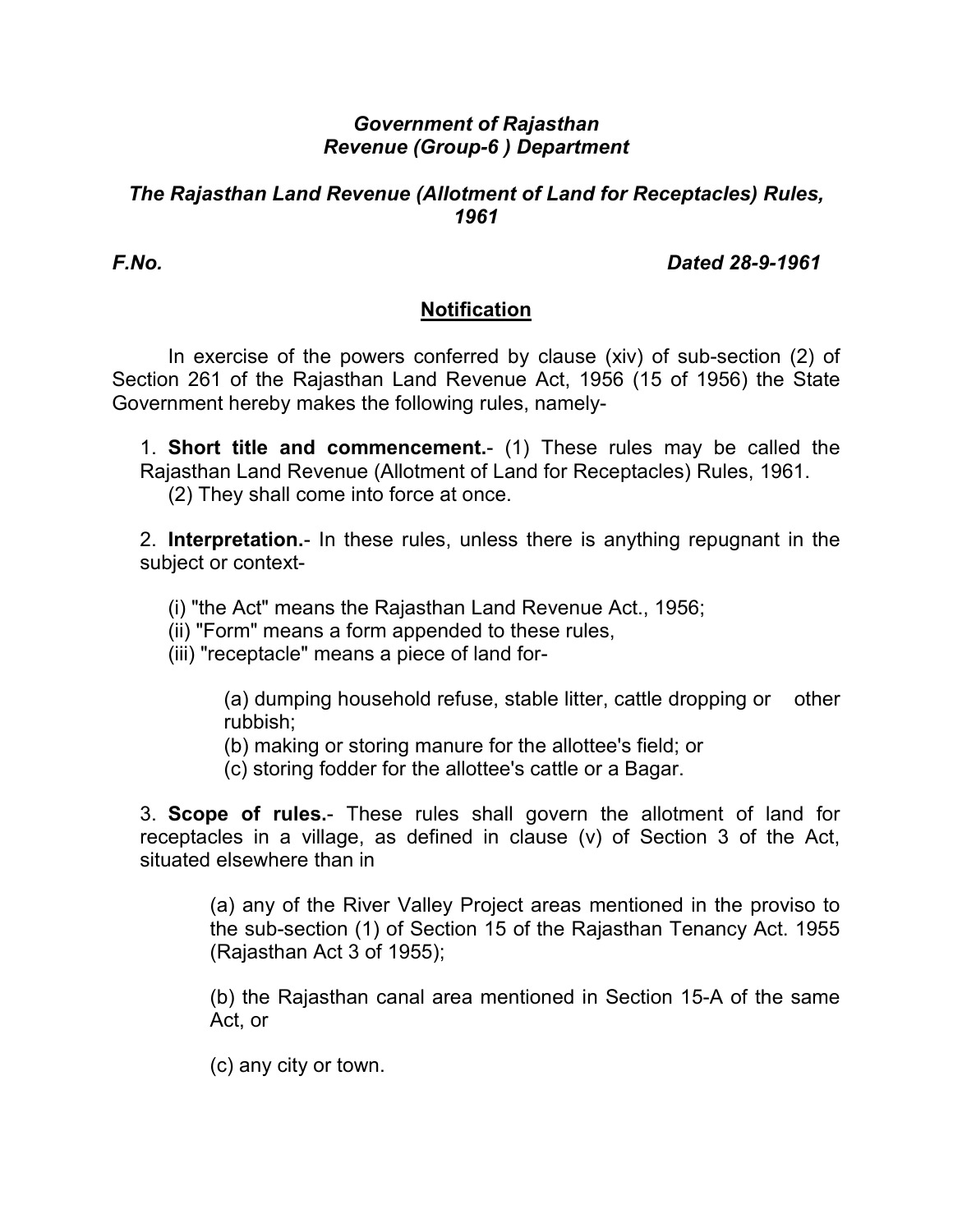***Government of Rajasthan***
***Revenue (Group-6 ) Department***

***The Rajasthan Land Revenue (Allotment of Land for Receptacles) Rules, 1961***

***F.No.*** ***Dated 28-9-1961***

## **Notification**

In exercise of the powers conferred by clause (xiv) of sub-section (2) of Section 261 of the Rajasthan Land Revenue Act, 1956 (15 of 1956) the State Government hereby makes the following rules, namely-

1. **Short title and commencement.**- (1) These rules may be called the Rajasthan Land Revenue (Allotment of Land for Receptacles) Rules, 1961.
   (2) They shall come into force at once.

2. **Interpretation.**- In these rules, unless there is anything repugnant in the subject or context-

   (i) "the Act" means the Rajasthan Land Revenue Act., 1956;
   (ii) "Form" means a form appended to these rules,
   (iii) "receptacle" means a piece of land for-

   (a) dumping household refuse, stable litter, cattle dropping or other rubbish;
   (b) making or storing manure for the allottee's field; or
   (c) storing fodder for the allottee's cattle or a Bagar.

3. **Scope of rules.**- These rules shall govern the allotment of land for receptacles in a village, as defined in clause (v) of Section 3 of the Act, situated elsewhere than in

   (a) any of the River Valley Project areas mentioned in the proviso to the sub-section (1) of Section 15 of the Rajasthan Tenancy Act. 1955 (Rajasthan Act 3 of 1955);

   (b) the Rajasthan canal area mentioned in Section 15-A of the same Act, or

   (c) any city or town.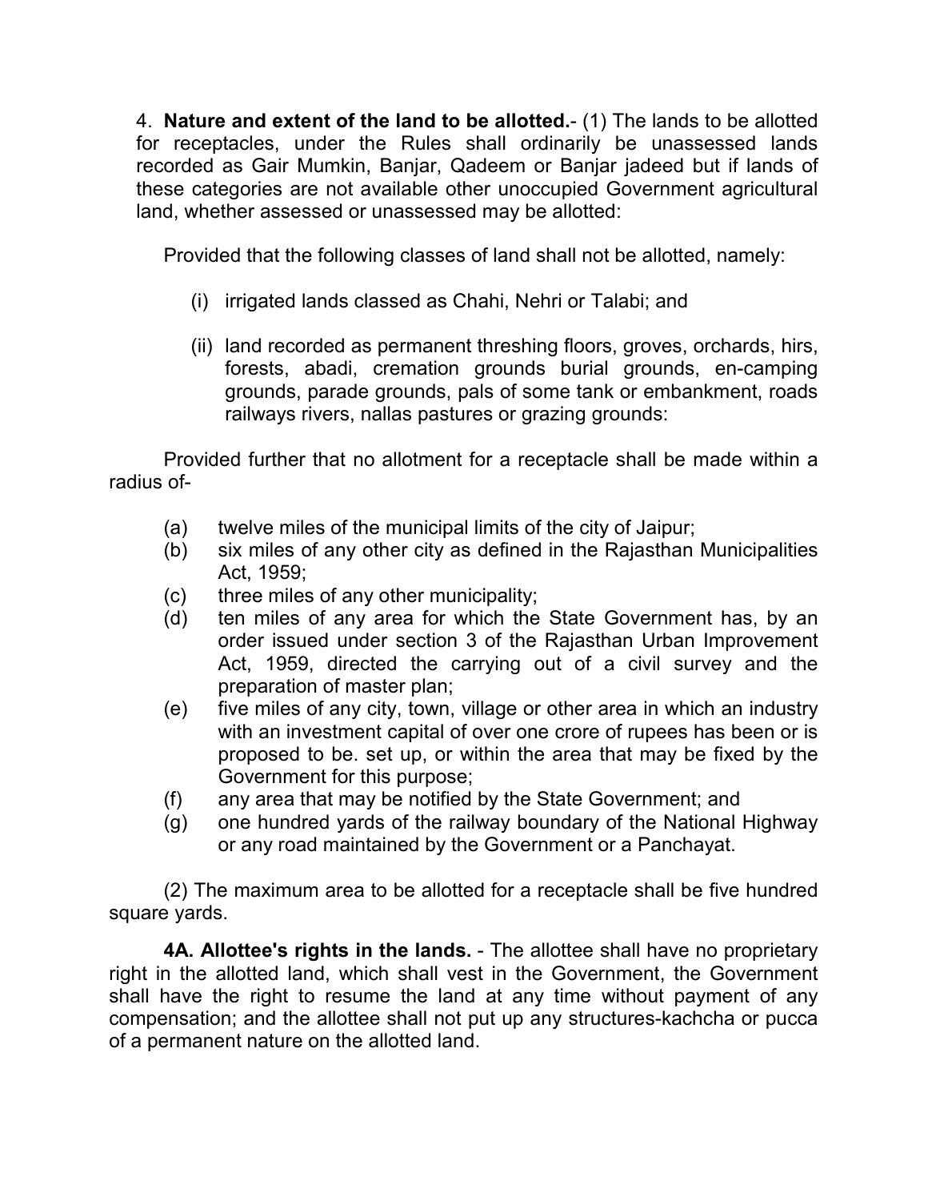4. **Nature and extent of the land to be allotted.**- (1) The lands to be allotted for receptacles, under the Rules shall ordinarily be unassessed lands recorded as Gair Mumkin, Banjar, Qadeem or Banjar jadeed but if lands of these categories are not available other unoccupied Government agricultural land, whether assessed or unassessed may be allotted:

Provided that the following classes of land shall not be allotted, namely:

(i) irrigated lands classed as Chahi, Nehri or Talabi; and

(ii) land recorded as permanent threshing floors, groves, orchards, hirs, forests, abadi, cremation grounds burial grounds, en-camping grounds, parade grounds, pals of some tank or embankment, roads railways rivers, nallas pastures or grazing grounds:

Provided further that no allotment for a receptacle shall be made within a radius of-

(a) twelve miles of the municipal limits of the city of Jaipur;

(b) six miles of any other city as defined in the Rajasthan Municipalities Act, 1959;

(c) three miles of any other municipality;

(d) ten miles of any area for which the State Government has, by an order issued under section 3 of the Rajasthan Urban Improvement Act, 1959, directed the carrying out of a civil survey and the preparation of master plan;

(e) five miles of any city, town, village or other area in which an industry with an investment capital of over one crore of rupees has been or is proposed to be. set up, or within the area that may be fixed by the Government for this purpose;

(f) any area that may be notified by the State Government; and

(g) one hundred yards of the railway boundary of the National Highway or any road maintained by the Government or a Panchayat.

(2) The maximum area to be allotted for a receptacle shall be five hundred square yards.

**4A. Allottee's rights in the lands.** - The allottee shall have no proprietary right in the allotted land, which shall vest in the Government, the Government shall have the right to resume the land at any time without payment of any compensation; and the allottee shall not put up any structures-kachcha or pucca of a permanent nature on the allotted land.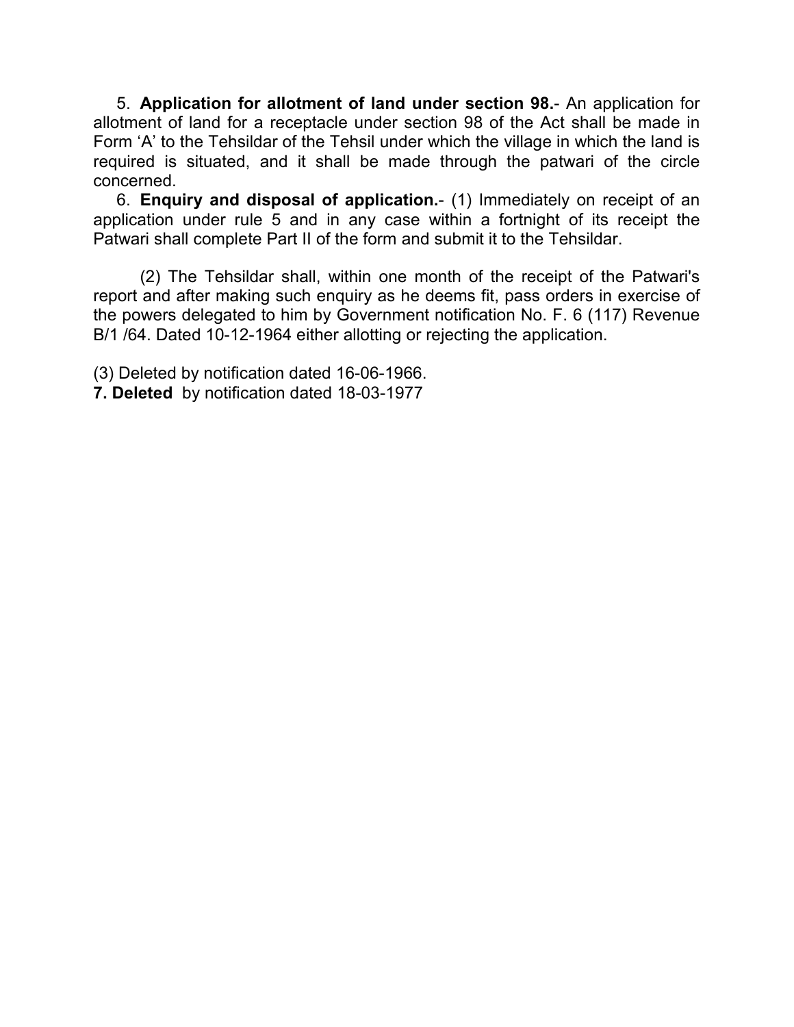5. **Application for allotment of land under section 98.**- An application for allotment of land for a receptacle under section 98 of the Act shall be made in Form 'A' to the Tehsildar of the Tehsil under which the village in which the land is required is situated, and it shall be made through the patwari of the circle concerned.

6. **Enquiry and disposal of application.**- (1) Immediately on receipt of an application under rule 5 and in any case within a fortnight of its receipt the Patwari shall complete Part II of the form and submit it to the Tehsildar.

(2) The Tehsildar shall, within one month of the receipt of the Patwari's report and after making such enquiry as he deems fit, pass orders in exercise of the powers delegated to him by Government notification No. F. 6 (117) Revenue B/1 /64. Dated 10-12-1964 either allotting or rejecting the application.

(3) Deleted by notification dated 16-06-1966.

**7. Deleted** by notification dated 18-03-1977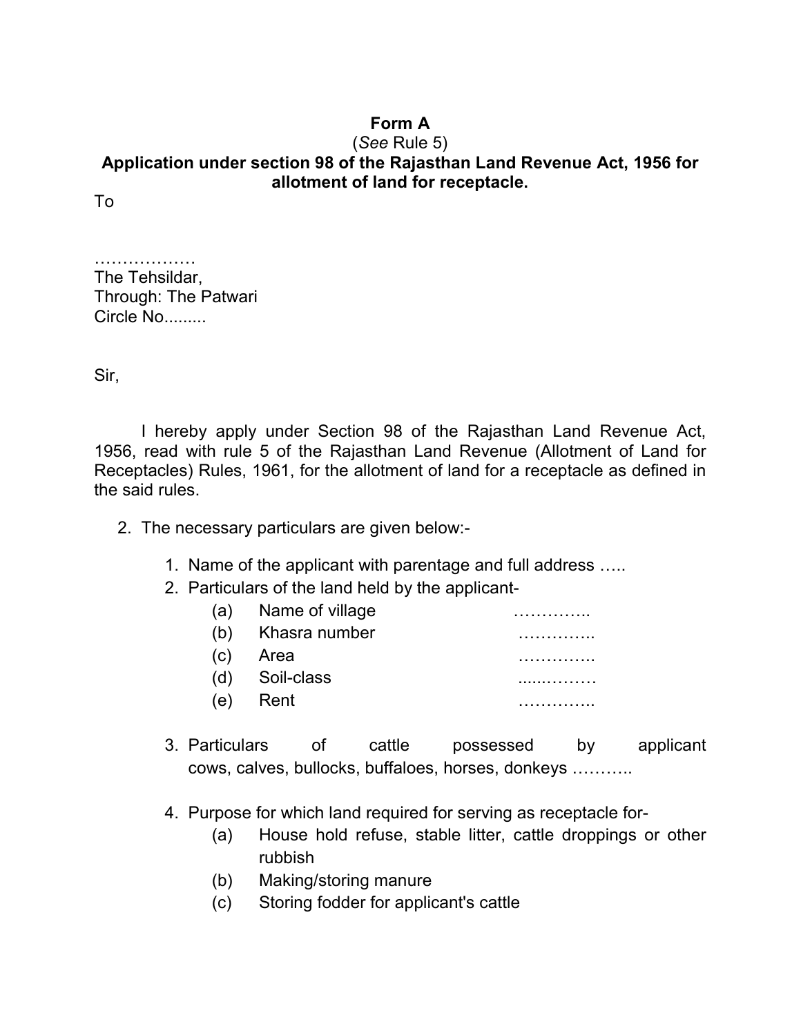**Form A**

(*See* Rule 5)

**Application under section 98 of the Rajasthan Land Revenue Act, 1956 for allotment of land for receptacle.**

To

………………
The Tehsildar,
Through: The Patwari
Circle No.........

Sir,

I hereby apply under Section 98 of the Rajasthan Land Revenue Act, 1956, read with rule 5 of the Rajasthan Land Revenue (Allotment of Land for Receptacles) Rules, 1961, for the allotment of land for a receptacle as defined in the said rules.

2. The necessary particulars are given below:-

   1. Name of the applicant with parentage and full address …..
   2. Particulars of the land held by the applicant-
      - (a) Name of village …………..
      - (b) Khasra number …………..
      - (c) Area …………..
      - (d) Soil-class .....………
      - (e) Rent …………..
   3. Particulars of cattle possessed by applicant cows, calves, bullocks, buffaloes, horses, donkeys ………..
   4. Purpose for which land required for serving as receptacle for-
      - (a) House hold refuse, stable litter, cattle droppings or other rubbish
      - (b) Making/storing manure
      - (c) Storing fodder for applicant's cattle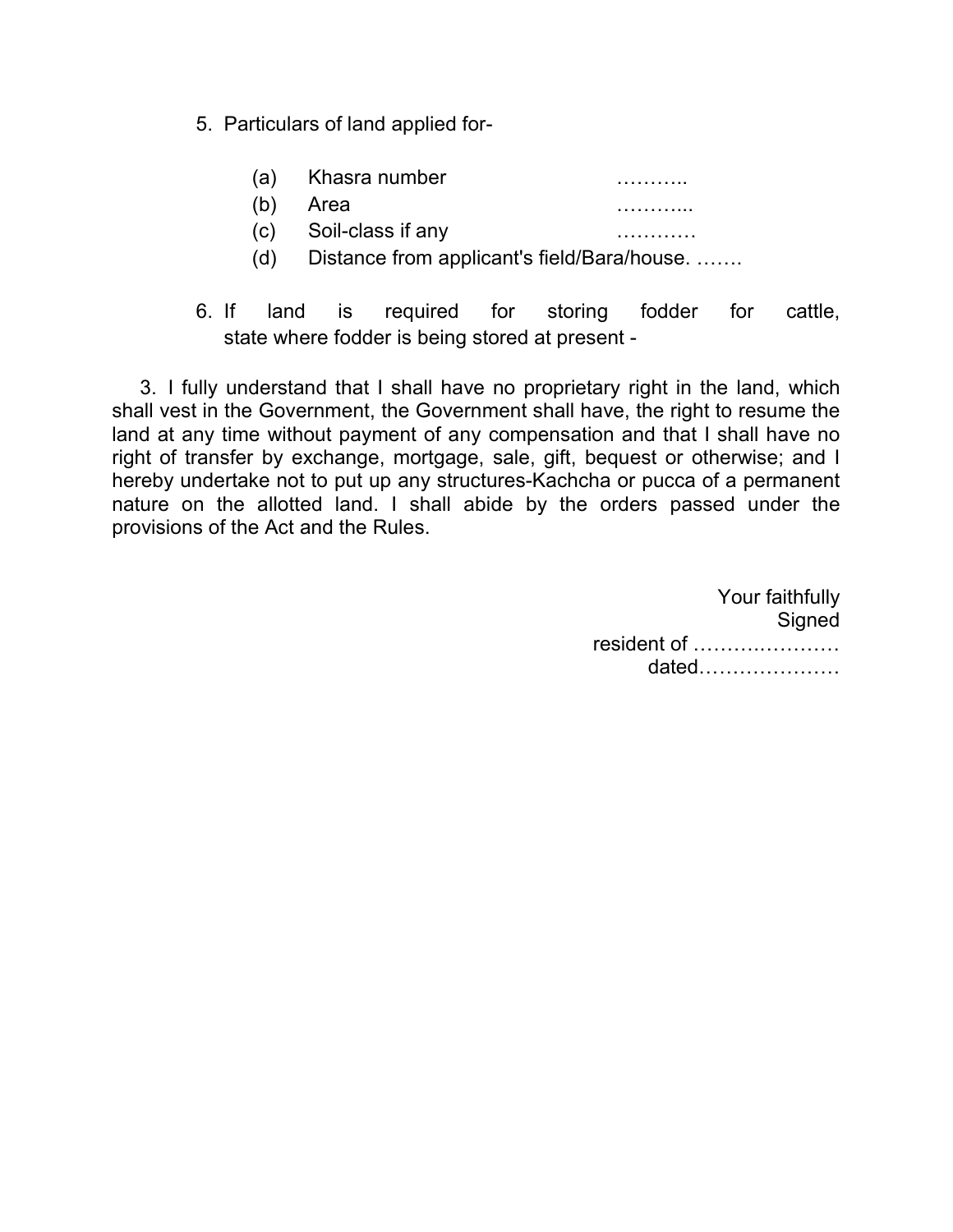5. Particulars of land applied for-

   (a) Khasra number ………..
   (b) Area ………...
   (c) Soil-class if any …………
   (d) Distance from applicant's field/Bara/house. …….

6. If land is required for storing fodder for cattle, state where fodder is being stored at present -

3. I fully understand that I shall have no proprietary right in the land, which shall vest in the Government, the Government shall have, the right to resume the land at any time without payment of any compensation and that I shall have no right of transfer by exchange, mortgage, sale, gift, bequest or otherwise; and I hereby undertake not to put up any structures-Kachcha or pucca of a permanent nature on the allotted land. I shall abide by the orders passed under the provisions of the Act and the Rules.

Your faithfully
Signed
resident of ………………….
dated…………………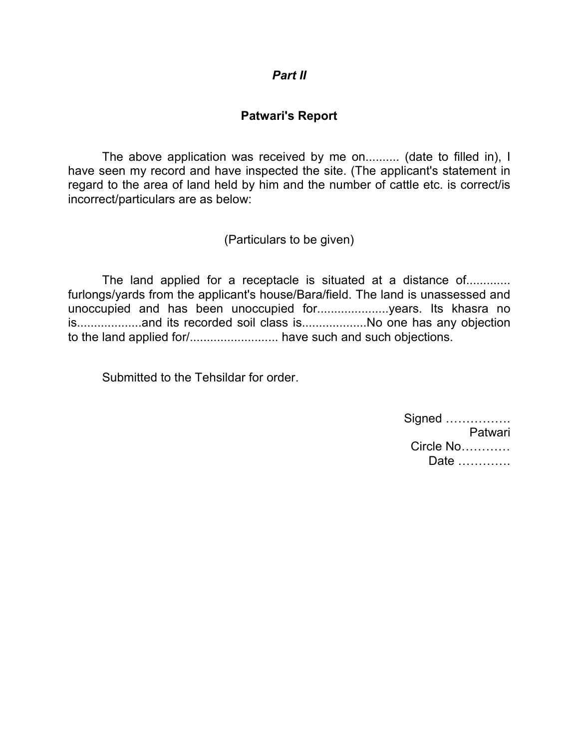*Part II*

**Patwari's Report**

The above application was received by me on.......... (date to filled in), I have seen my record and have inspected the site. (The applicant's statement in regard to the area of land held by him and the number of cattle etc. is correct/is incorrect/particulars are as below:

(Particulars to be given)

The land applied for a receptacle is situated at a distance of............. furlongs/yards from the applicant's house/Bara/field. The land is unassessed and unoccupied and has been unoccupied for.....................years. Its khasra no is...................and its recorded soil class is...................No one has any objection to the land applied for/.......................... have such and such objections.

Submitted to the Tehsildar for order.

Signed …………….
Patwari
Circle No…………
Date ………….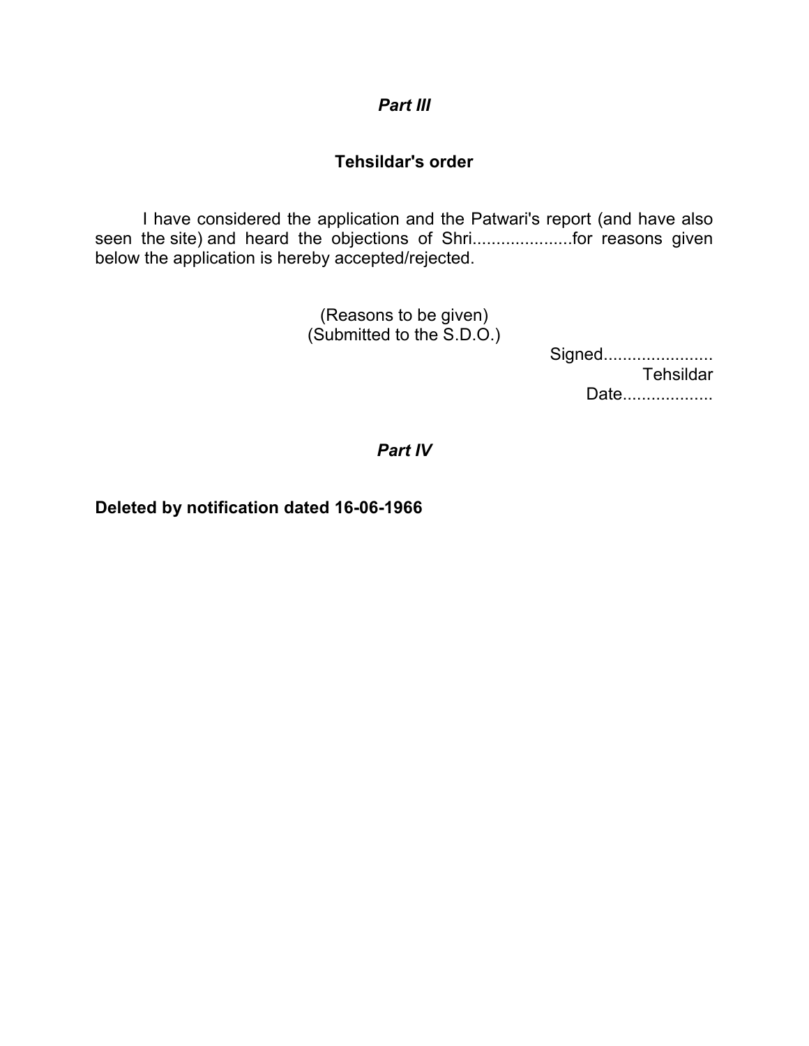## *Part III*

### Tehsildar's order

I have considered the application and the Patwari's report (and have also seen the site) and heard the objections of Shri.....................for reasons given below the application is hereby accepted/rejected.

(Reasons to be given)
(Submitted to the S.D.O.)

Signed.......................
Tehsildar
Date...................

## *Part IV*

**Deleted by notification dated 16-06-1966**